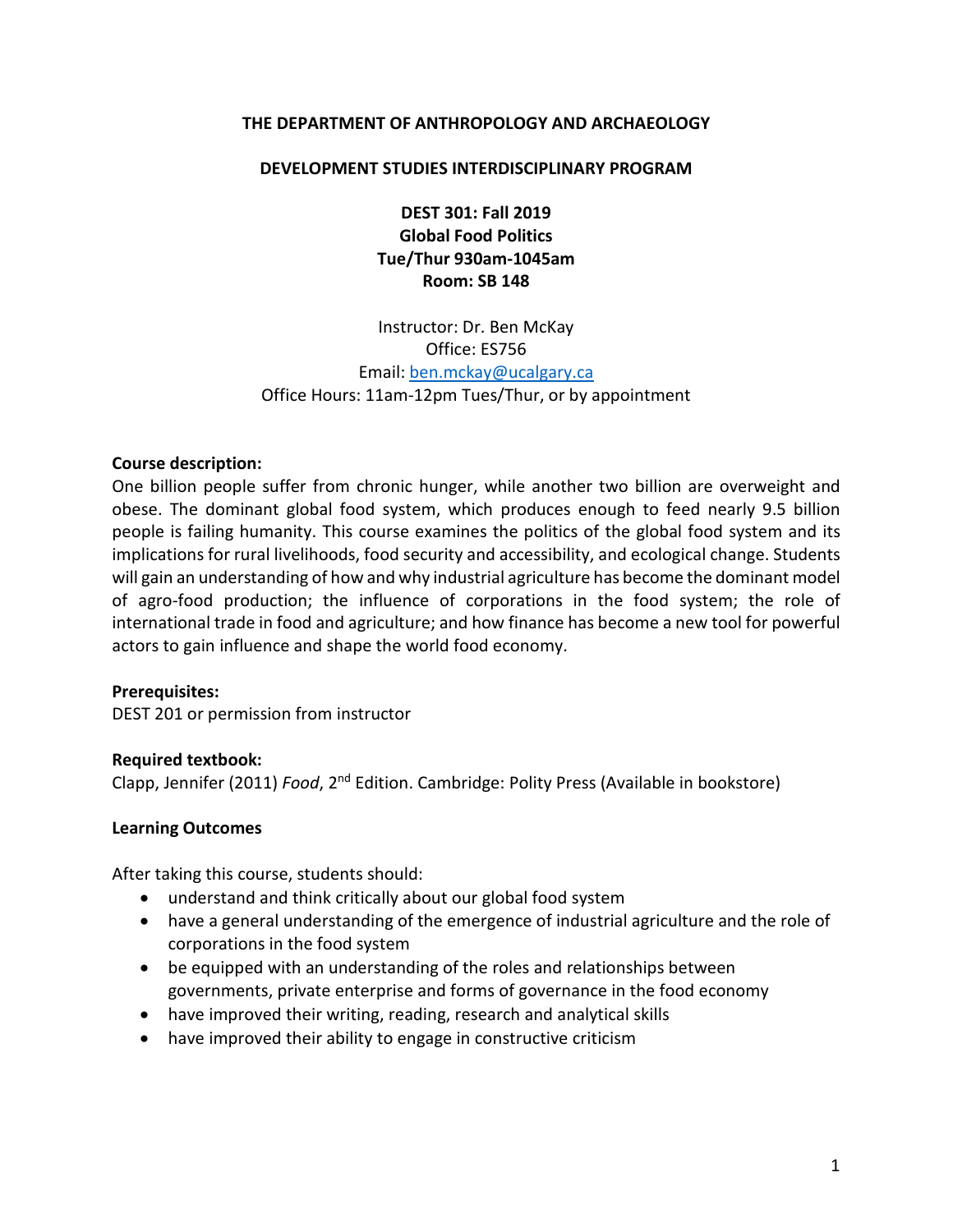**THE DEPARTMENT OF ANTHROPOLOGY AND ARCHAEOLOGY**

**DEVELOPMENT STUDIES INTERDISCIPLINARY PROGRAM**

**DEST 301: Fall 2019**
**Global Food Politics**
**Tue/Thur 930am-1045am**
**Room: SB 148**

Instructor: Dr. Ben McKay
Office: ES756
Email: ben.mckay@ucalgary.ca
Office Hours: 11am-12pm Tues/Thur, or by appointment

**Course description:**
One billion people suffer from chronic hunger, while another two billion are overweight and obese. The dominant global food system, which produces enough to feed nearly 9.5 billion people is failing humanity. This course examines the politics of the global food system and its implications for rural livelihoods, food security and accessibility, and ecological change. Students will gain an understanding of how and why industrial agriculture has become the dominant model of agro-food production; the influence of corporations in the food system; the role of international trade in food and agriculture; and how finance has become a new tool for powerful actors to gain influence and shape the world food economy.

**Prerequisites:**
DEST 201 or permission from instructor

**Required textbook:**
Clapp, Jennifer (2011) *Food*, 2nd Edition. Cambridge: Polity Press (Available in bookstore)

**Learning Outcomes**

After taking this course, students should:

- understand and think critically about our global food system
- have a general understanding of the emergence of industrial agriculture and the role of corporations in the food system
- be equipped with an understanding of the roles and relationships between governments, private enterprise and forms of governance in the food economy
- have improved their writing, reading, research and analytical skills
- have improved their ability to engage in constructive criticism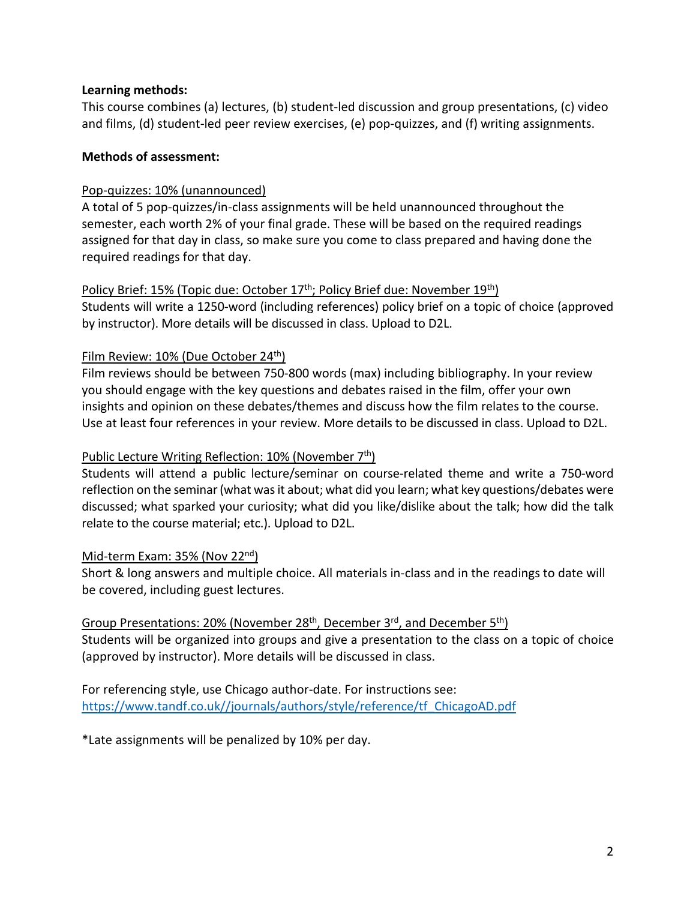**Learning methods:**

This course combines (a) lectures, (b) student-led discussion and group presentations, (c) video and films, (d) student-led peer review exercises, (e) pop-quizzes, and (f) writing assignments.

**Methods of assessment:**

Pop-quizzes: 10% (unannounced)

A total of 5 pop-quizzes/in-class assignments will be held unannounced throughout the semester, each worth 2% of your final grade. These will be based on the required readings assigned for that day in class, so make sure you come to class prepared and having done the required readings for that day.

Policy Brief: 15% (Topic due: October 17th; Policy Brief due: November 19th)

Students will write a 1250-word (including references) policy brief on a topic of choice (approved by instructor). More details will be discussed in class. Upload to D2L.

Film Review: 10% (Due October 24th)

Film reviews should be between 750-800 words (max) including bibliography. In your review you should engage with the key questions and debates raised in the film, offer your own insights and opinion on these debates/themes and discuss how the film relates to the course. Use at least four references in your review. More details to be discussed in class. Upload to D2L.

Public Lecture Writing Reflection: 10% (November 7th)

Students will attend a public lecture/seminar on course-related theme and write a 750-word reflection on the seminar (what was it about; what did you learn; what key questions/debates were discussed; what sparked your curiosity; what did you like/dislike about the talk; how did the talk relate to the course material; etc.). Upload to D2L.

Mid-term Exam: 35% (Nov 22nd)

Short & long answers and multiple choice. All materials in-class and in the readings to date will be covered, including guest lectures.

Group Presentations: 20% (November 28th, December 3rd, and December 5th)

Students will be organized into groups and give a presentation to the class on a topic of choice (approved by instructor). More details will be discussed in class.

For referencing style, use Chicago author-date. For instructions see: https://www.tandf.co.uk//journals/authors/style/reference/tf_ChicagoAD.pdf

*Late assignments will be penalized by 10% per day.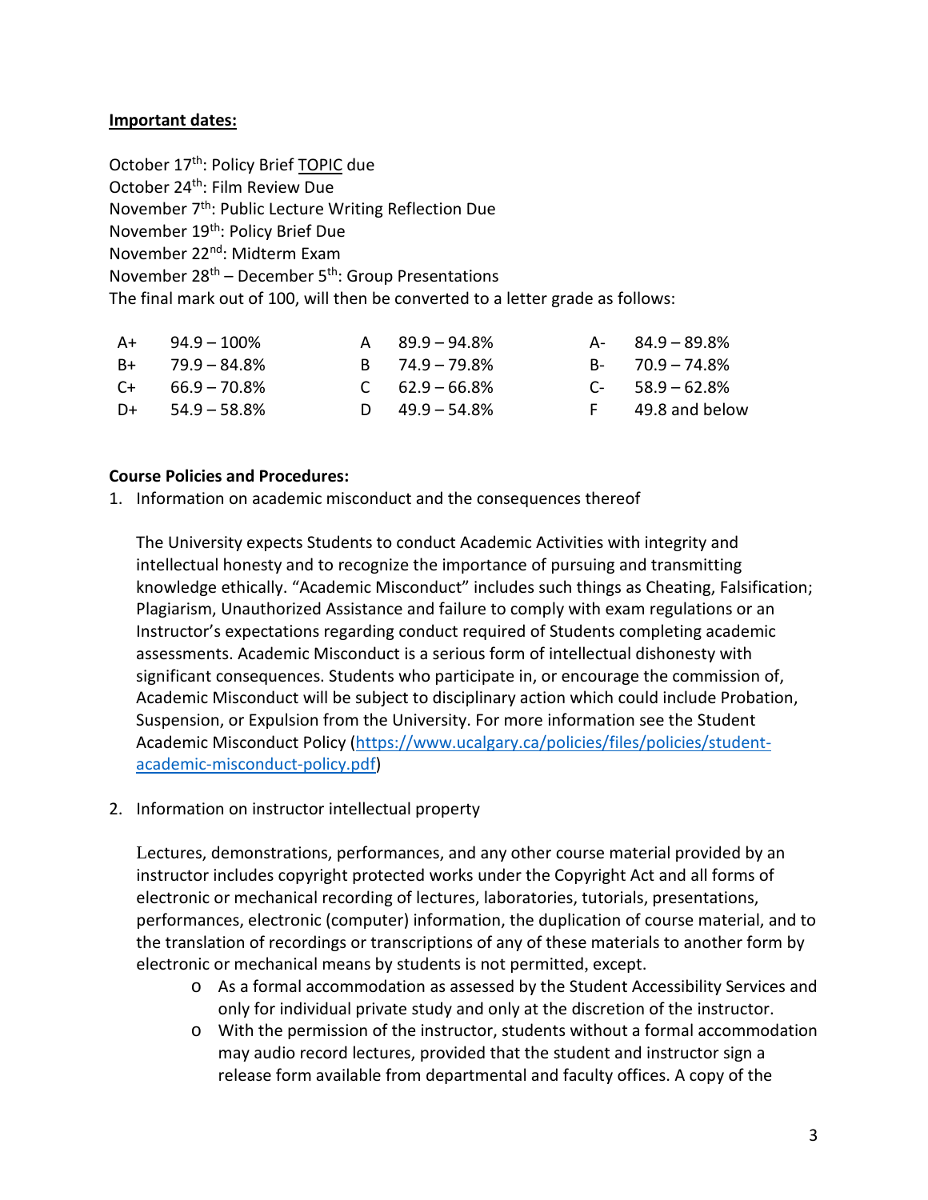**<u>Important dates:</u>**

October 17th: Policy Brief <u>TOPIC</u> due
October 24th: Film Review Due
November 7th: Public Lecture Writing Reflection Due
November 19th: Policy Brief Due
November 22nd: Midterm Exam
November 28th – December 5th: Group Presentations
The final mark out of 100, will then be converted to a letter grade as follows:

| | | | | | |
|---|---|---|---|---|---|
| A+ | 94.9 – 100% | A | 89.9 – 94.8% | A- | 84.9 – 89.8% |
| B+ | 79.9 – 84.8% | B | 74.9 – 79.8% | B- | 70.9 – 74.8% |
| C+ | 66.9 – 70.8% | C | 62.9 – 66.8% | C- | 58.9 – 62.8% |
| D+ | 54.9 – 58.8% | D | 49.9 – 54.8% | F | 49.8 and below |

**Course Policies and Procedures:**

1. Information on academic misconduct and the consequences thereof

   The University expects Students to conduct Academic Activities with integrity and intellectual honesty and to recognize the importance of pursuing and transmitting knowledge ethically. "Academic Misconduct" includes such things as Cheating, Falsification; Plagiarism, Unauthorized Assistance and failure to comply with exam regulations or an Instructor's expectations regarding conduct required of Students completing academic assessments. Academic Misconduct is a serious form of intellectual dishonesty with significant consequences. Students who participate in, or encourage the commission of, Academic Misconduct will be subject to disciplinary action which could include Probation, Suspension, or Expulsion from the University. For more information see the Student Academic Misconduct Policy (https://www.ucalgary.ca/policies/files/policies/student-academic-misconduct-policy.pdf)

2. Information on instructor intellectual property

   Lectures, demonstrations, performances, and any other course material provided by an instructor includes copyright protected works under the Copyright Act and all forms of electronic or mechanical recording of lectures, laboratories, tutorials, presentations, performances, electronic (computer) information, the duplication of course material, and to the translation of recordings or transcriptions of any of these materials to another form by electronic or mechanical means by students is not permitted, except.

   - As a formal accommodation as assessed by the Student Accessibility Services and only for individual private study and only at the discretion of the instructor.
   - With the permission of the instructor, students without a formal accommodation may audio record lectures, provided that the student and instructor sign a release form available from departmental and faculty offices. A copy of the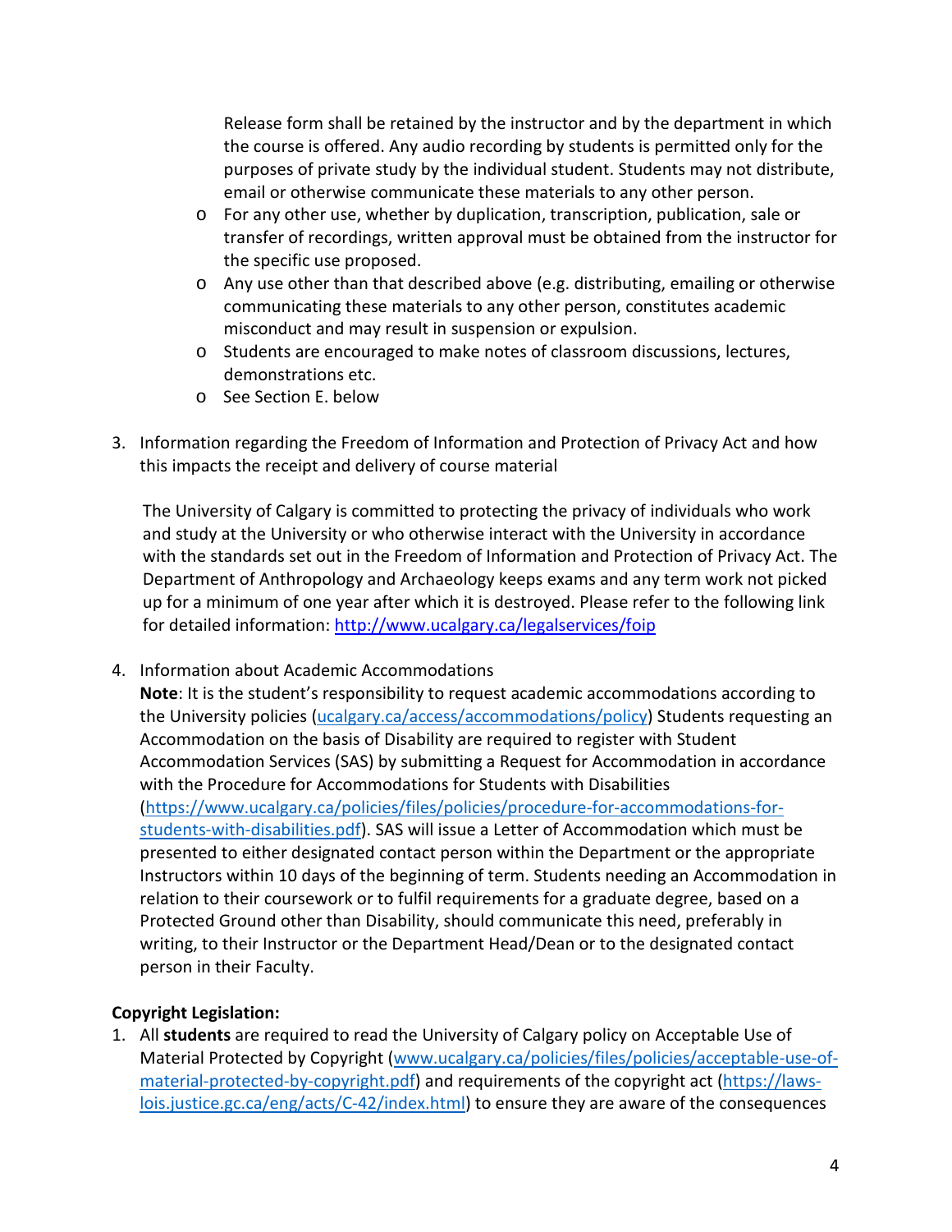Release form shall be retained by the instructor and by the department in which the course is offered. Any audio recording by students is permitted only for the purposes of private study by the individual student. Students may not distribute, email or otherwise communicate these materials to any other person.

- For any other use, whether by duplication, transcription, publication, sale or transfer of recordings, written approval must be obtained from the instructor for the specific use proposed.
- Any use other than that described above (e.g. distributing, emailing or otherwise communicating these materials to any other person, constitutes academic misconduct and may result in suspension or expulsion.
- Students are encouraged to make notes of classroom discussions, lectures, demonstrations etc.
- See Section E. below

3. Information regarding the Freedom of Information and Protection of Privacy Act and how this impacts the receipt and delivery of course material

   The University of Calgary is committed to protecting the privacy of individuals who work and study at the University or who otherwise interact with the University in accordance with the standards set out in the Freedom of Information and Protection of Privacy Act. The Department of Anthropology and Archaeology keeps exams and any term work not picked up for a minimum of one year after which it is destroyed. Please refer to the following link for detailed information: [http://www.ucalgary.ca/legalservices/foip](http://www.ucalgary.ca/legalservices/foip)

4. Information about Academic Accommodations
   **Note**: It is the student's responsibility to request academic accommodations according to the University policies ([ucalgary.ca/access/accommodations/policy](ucalgary.ca/access/accommodations/policy)) Students requesting an Accommodation on the basis of Disability are required to register with Student Accommodation Services (SAS) by submitting a Request for Accommodation in accordance with the Procedure for Accommodations for Students with Disabilities ([https://www.ucalgary.ca/policies/files/policies/procedure-for-accommodations-for-students-with-disabilities.pdf](https://www.ucalgary.ca/policies/files/policies/procedure-for-accommodations-for-students-with-disabilities.pdf)). SAS will issue a Letter of Accommodation which must be presented to either designated contact person within the Department or the appropriate Instructors within 10 days of the beginning of term. Students needing an Accommodation in relation to their coursework or to fulfil requirements for a graduate degree, based on a Protected Ground other than Disability, should communicate this need, preferably in writing, to their Instructor or the Department Head/Dean or to the designated contact person in their Faculty.

**Copyright Legislation:**

1. All **students** are required to read the University of Calgary policy on Acceptable Use of Material Protected by Copyright ([www.ucalgary.ca/policies/files/policies/acceptable-use-of-material-protected-by-copyright.pdf](www.ucalgary.ca/policies/files/policies/acceptable-use-of-material-protected-by-copyright.pdf)) and requirements of the copyright act ([https://laws-lois.justice.gc.ca/eng/acts/C-42/index.html](https://laws-lois.justice.gc.ca/eng/acts/C-42/index.html)) to ensure they are aware of the consequences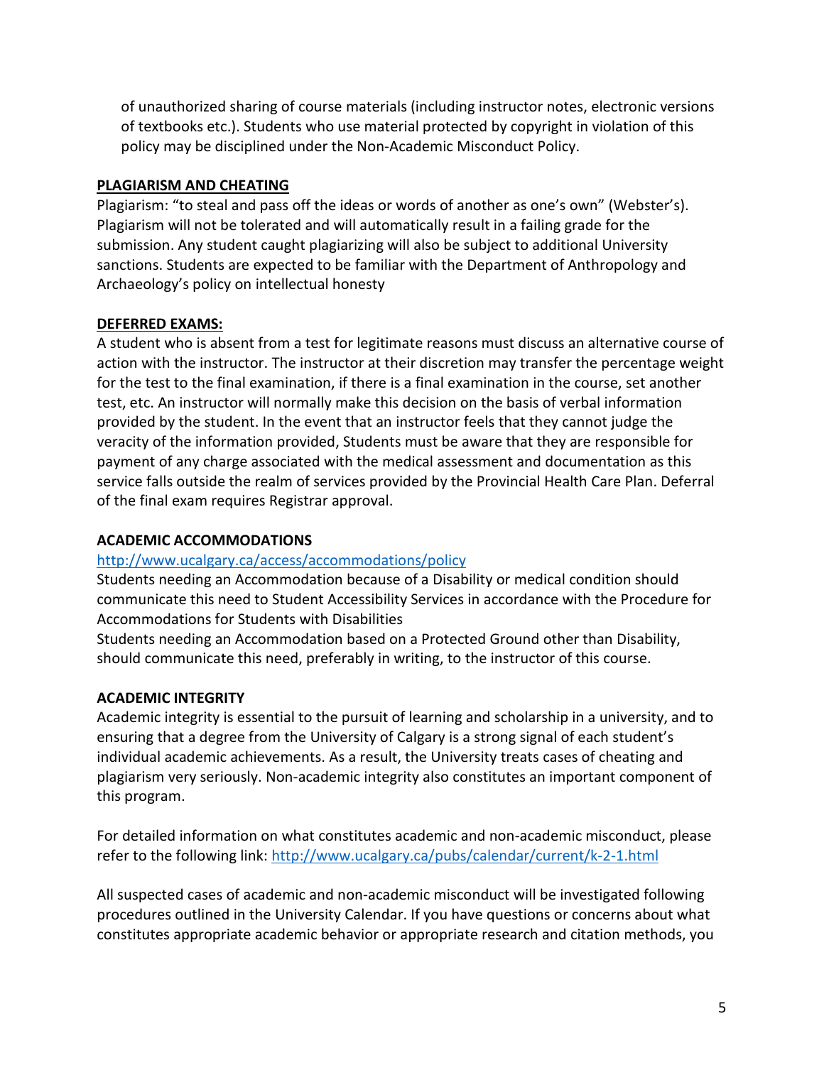of unauthorized sharing of course materials (including instructor notes, electronic versions of textbooks etc.). Students who use material protected by copyright in violation of this policy may be disciplined under the Non-Academic Misconduct Policy.

**PLAGIARISM AND CHEATING**

Plagiarism: "to steal and pass off the ideas or words of another as one's own" (Webster's). Plagiarism will not be tolerated and will automatically result in a failing grade for the submission. Any student caught plagiarizing will also be subject to additional University sanctions. Students are expected to be familiar with the Department of Anthropology and Archaeology's policy on intellectual honesty

**DEFERRED EXAMS:**

A student who is absent from a test for legitimate reasons must discuss an alternative course of action with the instructor. The instructor at their discretion may transfer the percentage weight for the test to the final examination, if there is a final examination in the course, set another test, etc. An instructor will normally make this decision on the basis of verbal information provided by the student. In the event that an instructor feels that they cannot judge the veracity of the information provided, Students must be aware that they are responsible for payment of any charge associated with the medical assessment and documentation as this service falls outside the realm of services provided by the Provincial Health Care Plan. Deferral of the final exam requires Registrar approval.

**ACADEMIC ACCOMMODATIONS**

http://www.ucalgary.ca/access/accommodations/policy

Students needing an Accommodation because of a Disability or medical condition should communicate this need to Student Accessibility Services in accordance with the Procedure for Accommodations for Students with Disabilities

Students needing an Accommodation based on a Protected Ground other than Disability, should communicate this need, preferably in writing, to the instructor of this course.

**ACADEMIC INTEGRITY**

Academic integrity is essential to the pursuit of learning and scholarship in a university, and to ensuring that a degree from the University of Calgary is a strong signal of each student's individual academic achievements. As a result, the University treats cases of cheating and plagiarism very seriously. Non-academic integrity also constitutes an important component of this program.

For detailed information on what constitutes academic and non-academic misconduct, please refer to the following link: http://www.ucalgary.ca/pubs/calendar/current/k-2-1.html

All suspected cases of academic and non-academic misconduct will be investigated following procedures outlined in the University Calendar. If you have questions or concerns about what constitutes appropriate academic behavior or appropriate research and citation methods, you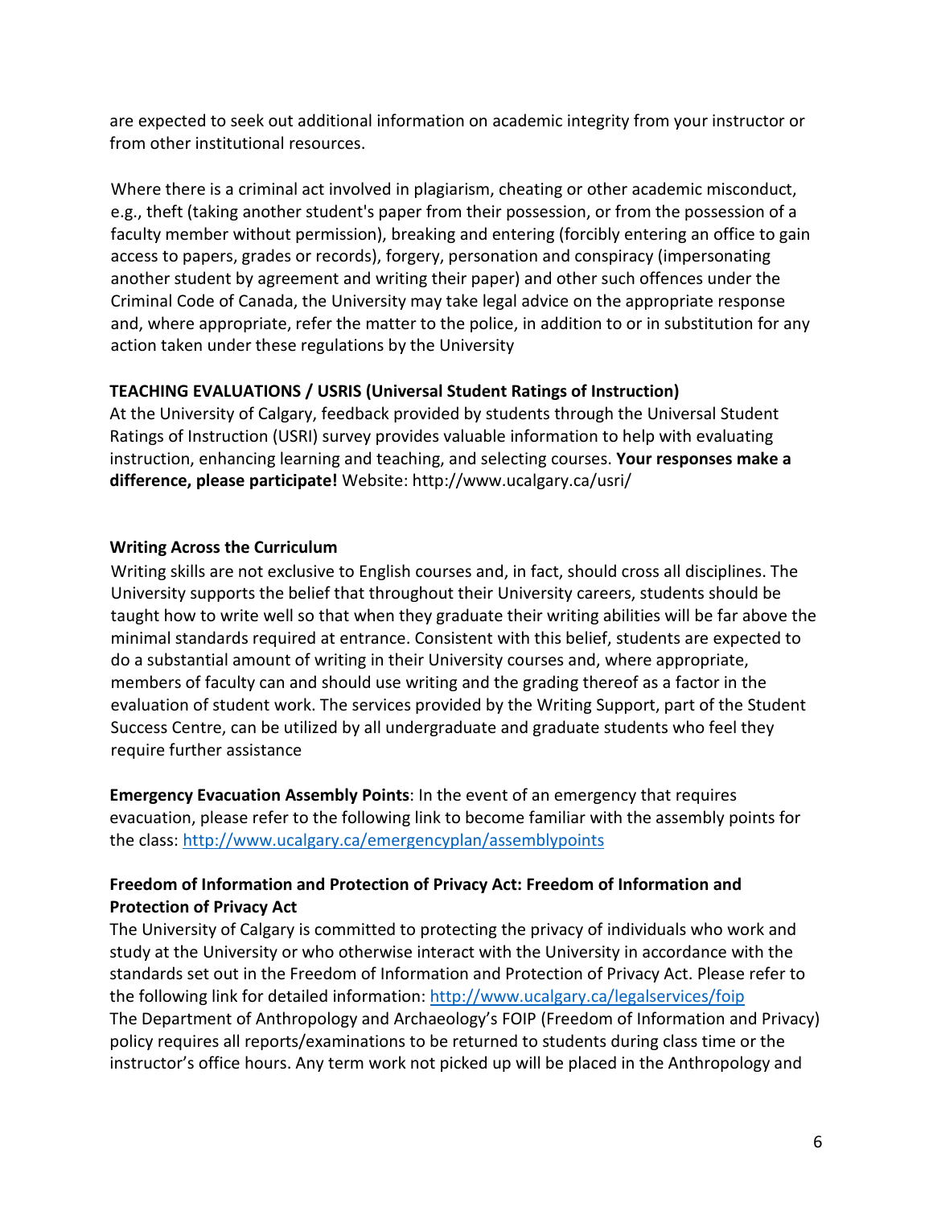are expected to seek out additional information on academic integrity from your instructor or from other institutional resources.

Where there is a criminal act involved in plagiarism, cheating or other academic misconduct, e.g., theft (taking another student's paper from their possession, or from the possession of a faculty member without permission), breaking and entering (forcibly entering an office to gain access to papers, grades or records), forgery, personation and conspiracy (impersonating another student by agreement and writing their paper) and other such offences under the Criminal Code of Canada, the University may take legal advice on the appropriate response and, where appropriate, refer the matter to the police, in addition to or in substitution for any action taken under these regulations by the University

**TEACHING EVALUATIONS / USRIS (Universal Student Ratings of Instruction)**

At the University of Calgary, feedback provided by students through the Universal Student Ratings of Instruction (USRI) survey provides valuable information to help with evaluating instruction, enhancing learning and teaching, and selecting courses. **Your responses make a difference, please participate!** Website: http://www.ucalgary.ca/usri/

**Writing Across the Curriculum**

Writing skills are not exclusive to English courses and, in fact, should cross all disciplines. The University supports the belief that throughout their University careers, students should be taught how to write well so that when they graduate their writing abilities will be far above the minimal standards required at entrance. Consistent with this belief, students are expected to do a substantial amount of writing in their University courses and, where appropriate, members of faculty can and should use writing and the grading thereof as a factor in the evaluation of student work. The services provided by the Writing Support, part of the Student Success Centre, can be utilized by all undergraduate and graduate students who feel they require further assistance

**Emergency Evacuation Assembly Points**: In the event of an emergency that requires evacuation, please refer to the following link to become familiar with the assembly points for the class: http://www.ucalgary.ca/emergencyplan/assemblypoints

**Freedom of Information and Protection of Privacy Act: Freedom of Information and Protection of Privacy Act**

The University of Calgary is committed to protecting the privacy of individuals who work and study at the University or who otherwise interact with the University in accordance with the standards set out in the Freedom of Information and Protection of Privacy Act. Please refer to the following link for detailed information: http://www.ucalgary.ca/legalservices/foip
The Department of Anthropology and Archaeology's FOIP (Freedom of Information and Privacy) policy requires all reports/examinations to be returned to students during class time or the instructor's office hours. Any term work not picked up will be placed in the Anthropology and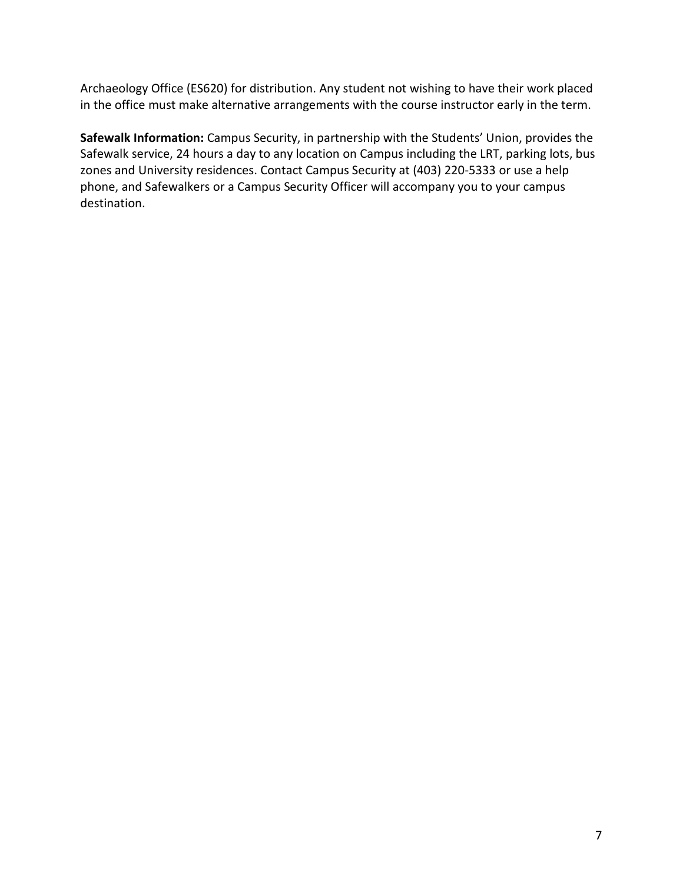Archaeology Office (ES620) for distribution. Any student not wishing to have their work placed in the office must make alternative arrangements with the course instructor early in the term.

**Safewalk Information:** Campus Security, in partnership with the Students' Union, provides the Safewalk service, 24 hours a day to any location on Campus including the LRT, parking lots, bus zones and University residences. Contact Campus Security at (403) 220-5333 or use a help phone, and Safewalkers or a Campus Security Officer will accompany you to your campus destination.